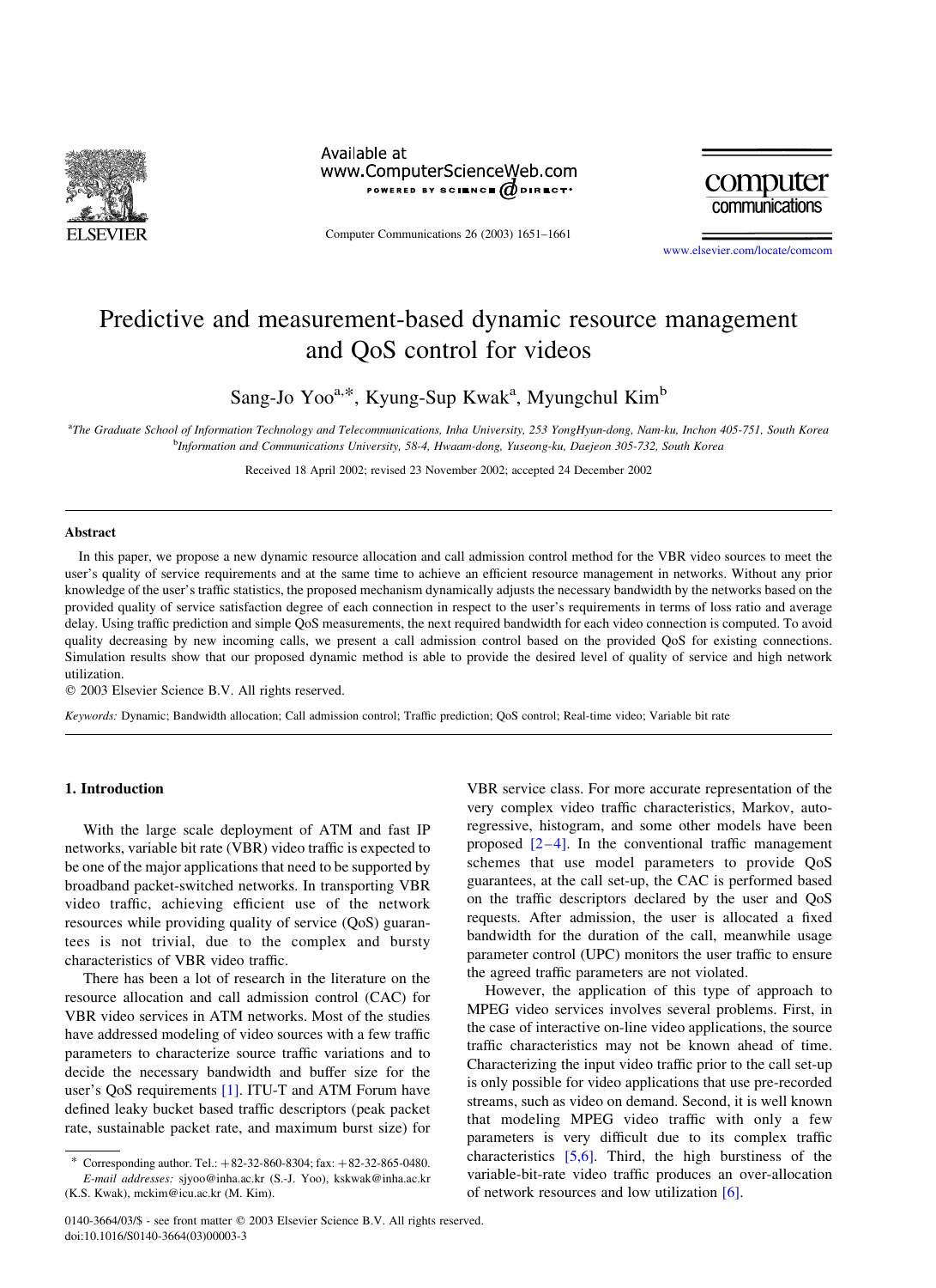# Predictive and measurement-based dynamic resource management and QoS control for videos

Sang-Jo Yoo[a,*], Kyung-Sup Kwak[a], Myungchul Kim[b]

[a]The Graduate School of Information Technology and Telecommunications, Inha University, 253 YongHyun-dong, Nam-ku, Inchon 405-751, South Korea
[b]Information and Communications University, 58-4, Hwaam-dong, Yuseong-ku, Daejeon 305-732, South Korea

Received 18 April 2002; revised 23 November 2002; accepted 24 December 2002

## Abstract

In this paper, we propose a new dynamic resource allocation and call admission control method for the VBR video sources to meet the user's quality of service requirements and at the same time to achieve an efficient resource management in networks. Without any prior knowledge of the user's traffic statistics, the proposed mechanism dynamically adjusts the necessary bandwidth by the networks based on the provided quality of service satisfaction degree of each connection in respect to the user's requirements in terms of loss ratio and average delay. Using traffic prediction and simple QoS measurements, the next required bandwidth for each video connection is computed. To avoid quality decreasing by new incoming calls, we present a call admission control based on the provided QoS for existing connections. Simulation results show that our proposed dynamic method is able to provide the desired level of quality of service and high network utilization.

© 2003 Elsevier Science B.V. All rights reserved.

*Keywords:* Dynamic; Bandwidth allocation; Call admission control; Traffic prediction; QoS control; Real-time video; Variable bit rate

## 1. Introduction

With the large scale deployment of ATM and fast IP networks, variable bit rate (VBR) video traffic is expected to be one of the major applications that need to be supported by broadband packet-switched networks. In transporting VBR video traffic, achieving efficient use of the network resources while providing quality of service (QoS) guarantees is not trivial, due to the complex and bursty characteristics of VBR video traffic.

There has been a lot of research in the literature on the resource allocation and call admission control (CAC) for VBR video services in ATM networks. Most of the studies have addressed modeling of video sources with a few traffic parameters to characterize source traffic variations and to decide the necessary bandwidth and buffer size for the user's QoS requirements [1]. ITU-T and ATM Forum have defined leaky bucket based traffic descriptors (peak packet rate, sustainable packet rate, and maximum burst size) for VBR service class. For more accurate representation of the very complex video traffic characteristics, Markov, auto-regressive, histogram, and some other models have been proposed [2–4]. In the conventional traffic management schemes that use model parameters to provide QoS guarantees, at the call set-up, the CAC is performed based on the traffic descriptors declared by the user and QoS requests. After admission, the user is allocated a fixed bandwidth for the duration of the call, meanwhile usage parameter control (UPC) monitors the user traffic to ensure the agreed traffic parameters are not violated.

However, the application of this type of approach to MPEG video services involves several problems. First, in the case of interactive on-line video applications, the source traffic characteristics may not be known ahead of time. Characterizing the input video traffic prior to the call set-up is only possible for video applications that use pre-recorded streams, such as video on demand. Second, it is well known that modeling MPEG video traffic with only a few parameters is very difficult due to its complex traffic characteristics [5,6]. Third, the high burstiness of the variable-bit-rate video traffic produces an over-allocation of network resources and low utilization [6].

* Corresponding author. Tel.: +82-32-860-8304; fax: +82-32-865-0480.
*E-mail addresses:* sjyoo@inha.ac.kr (S.-J. Yoo), kskwak@inha.ac.kr (K.S. Kwak), mckim@icu.ac.kr (M. Kim).

0140-3664/03/$ - see front matter © 2003 Elsevier Science B.V. All rights reserved.
doi:10.1016/S0140-3664(03)00003-3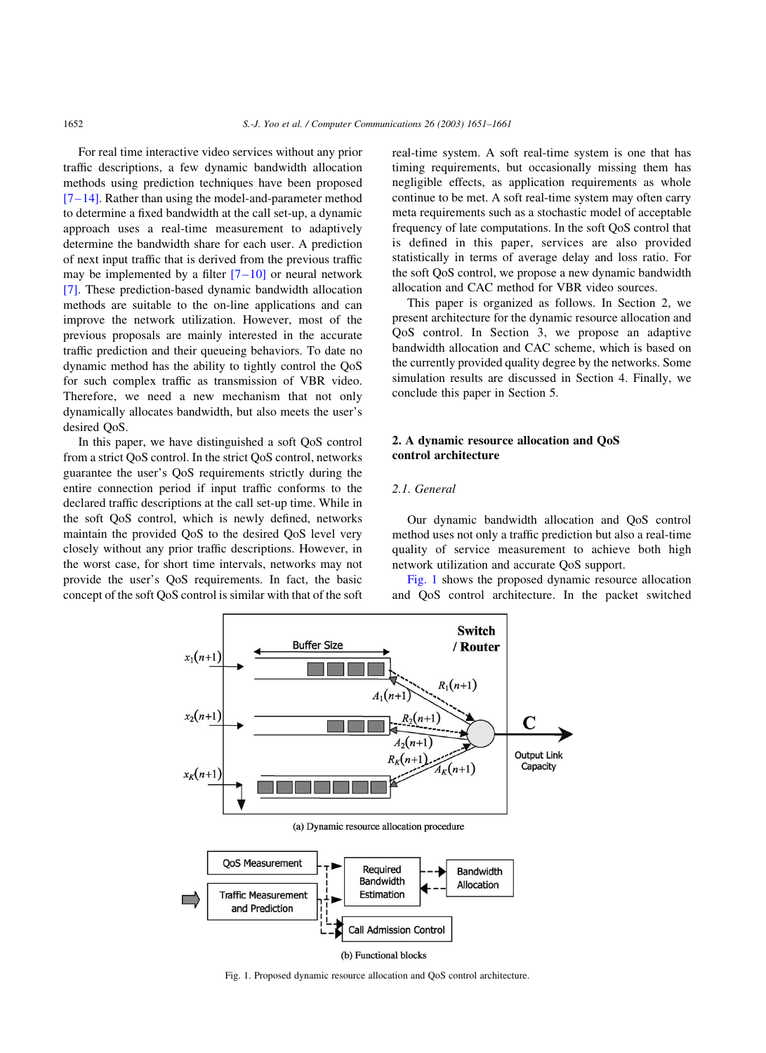For real time interactive video services without any prior traffic descriptions, a few dynamic bandwidth allocation methods using prediction techniques have been proposed [7–14]. Rather than using the model-and-parameter method to determine a fixed bandwidth at the call set-up, a dynamic approach uses a real-time measurement to adaptively determine the bandwidth share for each user. A prediction of next input traffic that is derived from the previous traffic may be implemented by a filter [7–10] or neural network [7]. These prediction-based dynamic bandwidth allocation methods are suitable to the on-line applications and can improve the network utilization. However, most of the previous proposals are mainly interested in the accurate traffic prediction and their queueing behaviors. To date no dynamic method has the ability to tightly control the QoS for such complex traffic as transmission of VBR video. Therefore, we need a new mechanism that not only dynamically allocates bandwidth, but also meets the user's desired QoS.

In this paper, we have distinguished a soft QoS control from a strict QoS control. In the strict QoS control, networks guarantee the user's QoS requirements strictly during the entire connection period if input traffic conforms to the declared traffic descriptions at the call set-up time. While in the soft QoS control, which is newly defined, networks maintain the provided QoS to the desired QoS level very closely without any prior traffic descriptions. However, in the worst case, for short time intervals, networks may not provide the user's QoS requirements. In fact, the basic concept of the soft QoS control is similar with that of the soft real-time system. A soft real-time system is one that has timing requirements, but occasionally missing them has negligible effects, as application requirements as whole continue to be met. A soft real-time system may often carry meta requirements such as a stochastic model of acceptable frequency of late computations. In the soft QoS control that is defined in this paper, services are also provided statistically in terms of average delay and loss ratio. For the soft QoS control, we propose a new dynamic bandwidth allocation and CAC method for VBR video sources.

This paper is organized as follows. In Section 2, we present architecture for the dynamic resource allocation and QoS control. In Section 3, we propose an adaptive bandwidth allocation and CAC scheme, which is based on the currently provided quality degree by the networks. Some simulation results are discussed in Section 4. Finally, we conclude this paper in Section 5.

## 2. A dynamic resource allocation and QoS control architecture

### 2.1. General

Our dynamic bandwidth allocation and QoS control method uses not only a traffic prediction but also a real-time quality of service measurement to achieve both high network utilization and accurate QoS support.

Fig. 1 shows the proposed dynamic resource allocation and QoS control architecture. In the packet switched

Buffer Size
Switch / Router
$x_1(n+1)$
$x_2(n+1)$
$x_K(n+1)$
$R_1(n+1)$
$A_1(n+1)$
$R_2(n+1)$
$A_2(n+1)$
$R_K(n+1)$
$A_K(n+1)$
C
Output Link Capacity

(a) Dynamic resource allocation procedure

QoS Measurement
Traffic Measurement and Prediction
Required Bandwidth Estimation
Bandwidth Allocation
Call Admission Control

(b) Functional blocks

Fig. 1. Proposed dynamic resource allocation and QoS control architecture.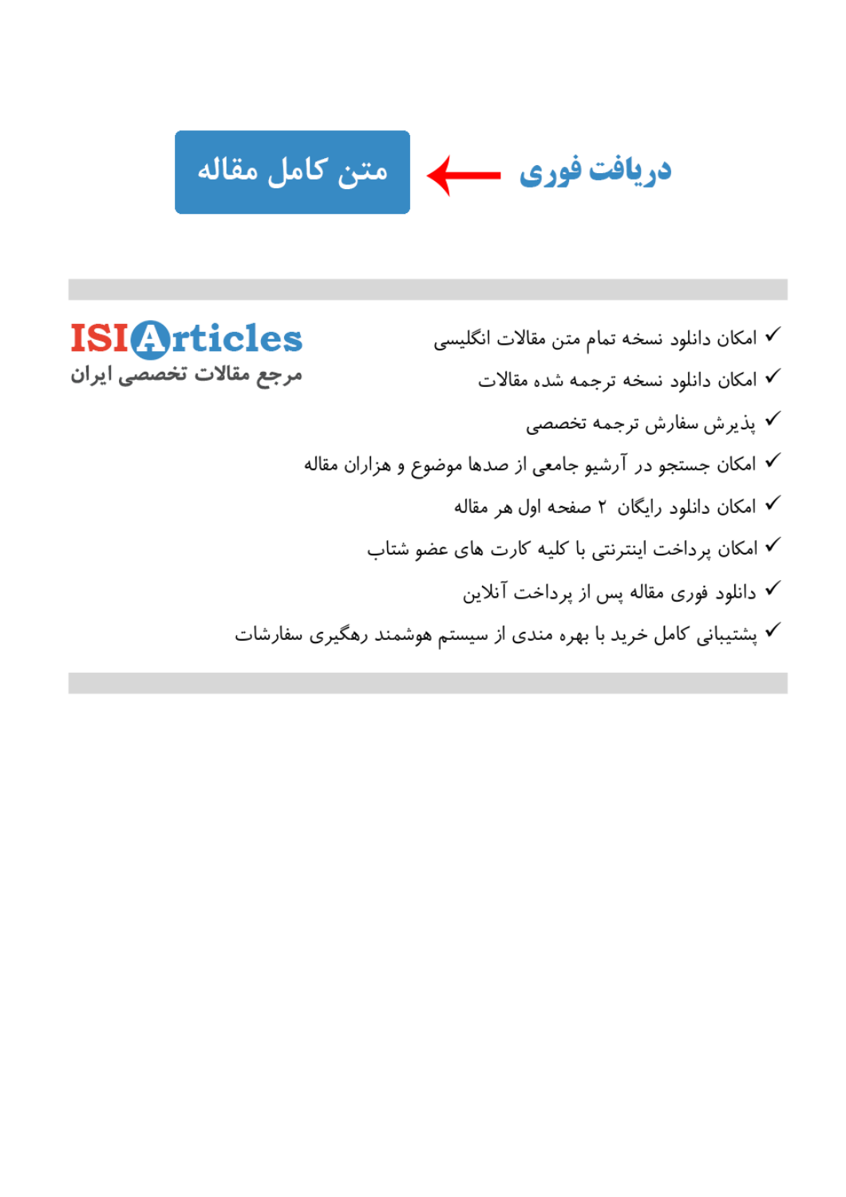دریافت فوری ← **متن کامل مقاله**

**ISIArticles**
مرجع مقالات تخصصی ایران

- ✓ امکان دانلود نسخه تمام متن مقالات انگلیسی
- ✓ امکان دانلود نسخه ترجمه شده مقالات
- ✓ پذیرش سفارش ترجمه تخصصی
- ✓ امکان جستجو در آرشیو جامعی از صدها موضوع و هزاران مقاله
- ✓ امکان دانلود رایگان ۲ صفحه اول هر مقاله
- ✓ امکان پرداخت اینترنتی با کلیه کارت های عضو شتاب
- ✓ دانلود فوری مقاله پس از پرداخت آنلاین
- ✓ پشتیبانی کامل خرید با بهره مندی از سیستم هوشمند رهگیری سفارشات